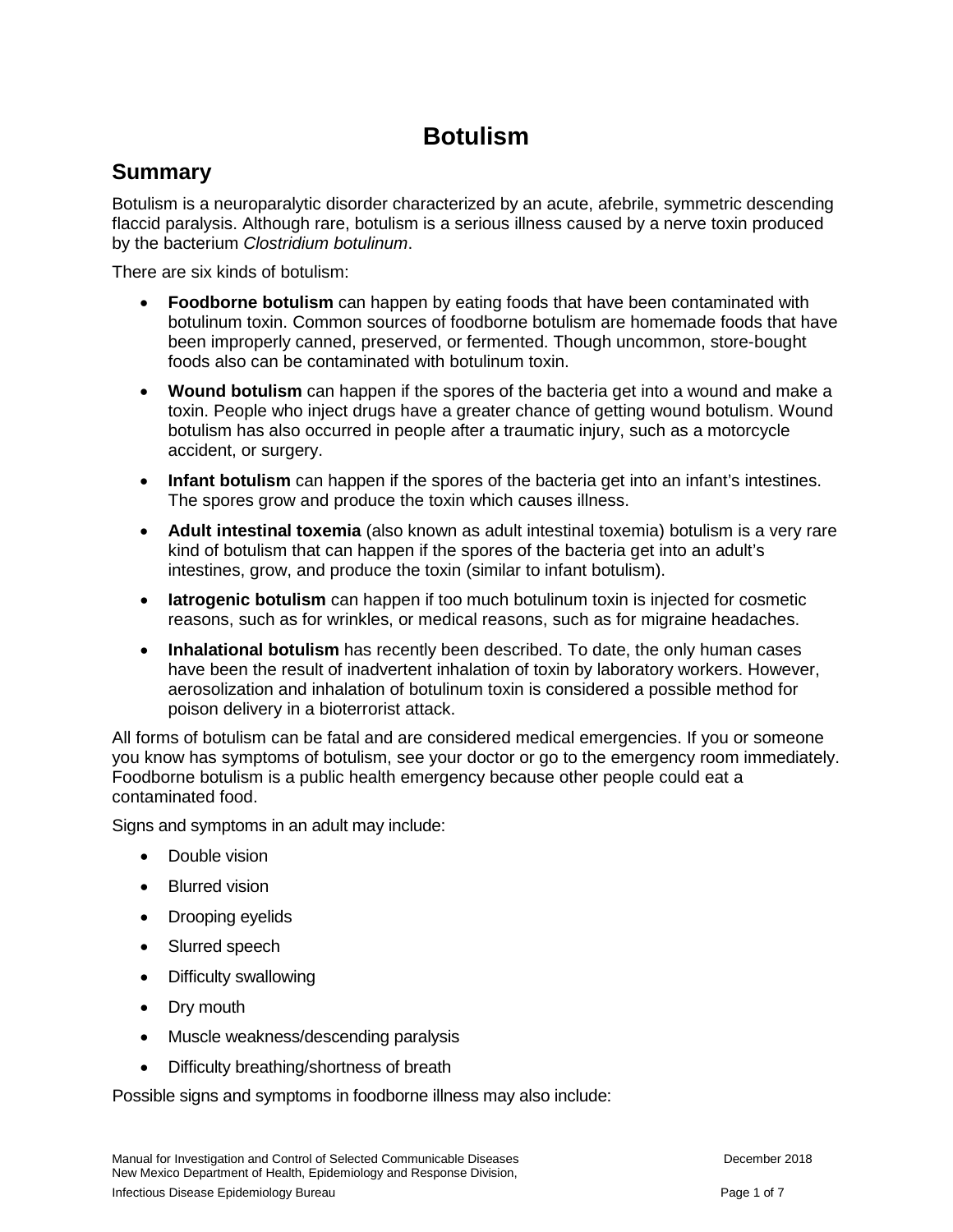# Botulism

## Summary

Botulism is a neuroparalytic disorder characterized by an acute, afebrile, symmetric descending flaccid paralysis. Although rare, botulism is a serious illness caused by a nerve toxin produced by the bacterium *Clostridium botulinum*.

There are six kinds of botulism:

- **Foodborne botulism** can happen by eating foods that have been contaminated with botulinum toxin. Common sources of foodborne botulism are homemade foods that have been improperly canned, preserved, or fermented. Though uncommon, store-bought foods also can be contaminated with botulinum toxin.
- **Wound botulism** can happen if the spores of the bacteria get into a wound and make a toxin. People who inject drugs have a greater chance of getting wound botulism. Wound botulism has also occurred in people after a traumatic injury, such as a motorcycle accident, or surgery.
- **Infant botulism** can happen if the spores of the bacteria get into an infant's intestines. The spores grow and produce the toxin which causes illness.
- **Adult intestinal toxemia** (also known as adult intestinal toxemia) botulism is a very rare kind of botulism that can happen if the spores of the bacteria get into an adult's intestines, grow, and produce the toxin (similar to infant botulism).
- **Iatrogenic botulism** can happen if too much botulinum toxin is injected for cosmetic reasons, such as for wrinkles, or medical reasons, such as for migraine headaches.
- **Inhalational botulism** has recently been described. To date, the only human cases have been the result of inadvertent inhalation of toxin by laboratory workers. However, aerosolization and inhalation of botulinum toxin is considered a possible method for poison delivery in a bioterrorist attack.

All forms of botulism can be fatal and are considered medical emergencies. If you or someone you know has symptoms of botulism, see your doctor or go to the emergency room immediately. Foodborne botulism is a public health emergency because other people could eat a contaminated food.

Signs and symptoms in an adult may include:

- Double vision
- Blurred vision
- Drooping eyelids
- Slurred speech
- Difficulty swallowing
- Dry mouth
- Muscle weakness/descending paralysis
- Difficulty breathing/shortness of breath

Possible signs and symptoms in foodborne illness may also include: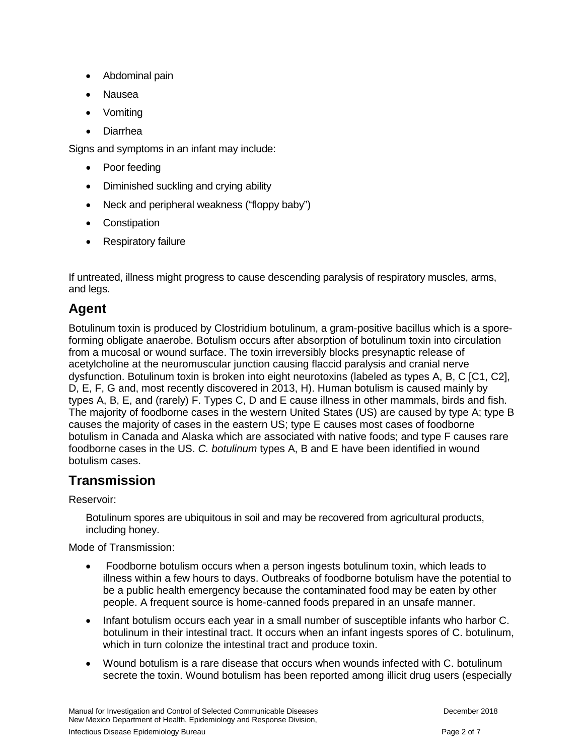- Abdominal pain
- Nausea
- Vomiting
- Diarrhea

Signs and symptoms in an infant may include:

- Poor feeding
- Diminished suckling and crying ability
- Neck and peripheral weakness ("floppy baby")
- Constipation
- Respiratory failure

If untreated, illness might progress to cause descending paralysis of respiratory muscles, arms, and legs.

## Agent

Botulinum toxin is produced by Clostridium botulinum, a gram-positive bacillus which is a spore-forming obligate anaerobe. Botulism occurs after absorption of botulinum toxin into circulation from a mucosal or wound surface. The toxin irreversibly blocks presynaptic release of acetylcholine at the neuromuscular junction causing flaccid paralysis and cranial nerve dysfunction. Botulinum toxin is broken into eight neurotoxins (labeled as types A, B, C [C1, C2], D, E, F, G and, most recently discovered in 2013, H). Human botulism is caused mainly by types A, B, E, and (rarely) F. Types C, D and E cause illness in other mammals, birds and fish. The majority of foodborne cases in the western United States (US) are caused by type A; type B causes the majority of cases in the eastern US; type E causes most cases of foodborne botulism in Canada and Alaska which are associated with native foods; and type F causes rare foodborne cases in the US. *C. botulinum* types A, B and E have been identified in wound botulism cases.

## Transmission

Reservoir:

Botulinum spores are ubiquitous in soil and may be recovered from agricultural products, including honey.

Mode of Transmission:

- Foodborne botulism occurs when a person ingests botulinum toxin, which leads to illness within a few hours to days. Outbreaks of foodborne botulism have the potential to be a public health emergency because the contaminated food may be eaten by other people. A frequent source is home-canned foods prepared in an unsafe manner.
- Infant botulism occurs each year in a small number of susceptible infants who harbor C. botulinum in their intestinal tract. It occurs when an infant ingests spores of C. botulinum, which in turn colonize the intestinal tract and produce toxin.
- Wound botulism is a rare disease that occurs when wounds infected with C. botulinum secrete the toxin. Wound botulism has been reported among illicit drug users (especially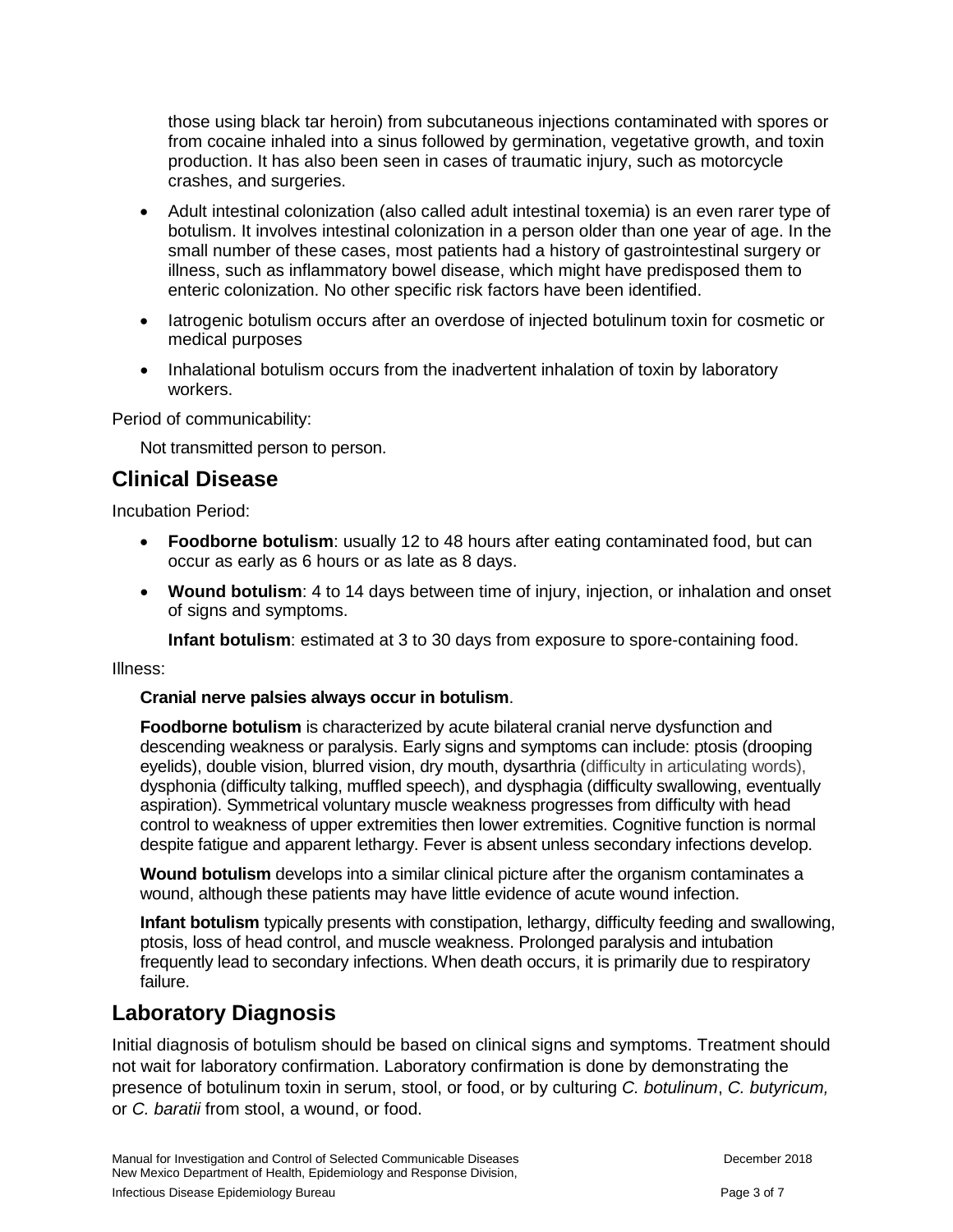those using black tar heroin) from subcutaneous injections contaminated with spores or from cocaine inhaled into a sinus followed by germination, vegetative growth, and toxin production. It has also been seen in cases of traumatic injury, such as motorcycle crashes, and surgeries.

- Adult intestinal colonization (also called adult intestinal toxemia) is an even rarer type of botulism. It involves intestinal colonization in a person older than one year of age. In the small number of these cases, most patients had a history of gastrointestinal surgery or illness, such as inflammatory bowel disease, which might have predisposed them to enteric colonization. No other specific risk factors have been identified.
- Iatrogenic botulism occurs after an overdose of injected botulinum toxin for cosmetic or medical purposes
- Inhalational botulism occurs from the inadvertent inhalation of toxin by laboratory workers.

Period of communicability:

Not transmitted person to person.

## Clinical Disease

Incubation Period:

- **Foodborne botulism**: usually 12 to 48 hours after eating contaminated food, but can occur as early as 6 hours or as late as 8 days.
- **Wound botulism**: 4 to 14 days between time of injury, injection, or inhalation and onset of signs and symptoms.

  **Infant botulism**: estimated at 3 to 30 days from exposure to spore-containing food.

Illness:

**Cranial nerve palsies always occur in botulism**.

**Foodborne botulism** is characterized by acute bilateral cranial nerve dysfunction and descending weakness or paralysis. Early signs and symptoms can include: ptosis (drooping eyelids), double vision, blurred vision, dry mouth, dysarthria (difficulty in articulating words), dysphonia (difficulty talking, muffled speech), and dysphagia (difficulty swallowing, eventually aspiration). Symmetrical voluntary muscle weakness progresses from difficulty with head control to weakness of upper extremities then lower extremities. Cognitive function is normal despite fatigue and apparent lethargy. Fever is absent unless secondary infections develop.

**Wound botulism** develops into a similar clinical picture after the organism contaminates a wound, although these patients may have little evidence of acute wound infection.

**Infant botulism** typically presents with constipation, lethargy, difficulty feeding and swallowing, ptosis, loss of head control, and muscle weakness. Prolonged paralysis and intubation frequently lead to secondary infections. When death occurs, it is primarily due to respiratory failure.

## Laboratory Diagnosis

Initial diagnosis of botulism should be based on clinical signs and symptoms. Treatment should not wait for laboratory confirmation. Laboratory confirmation is done by demonstrating the presence of botulinum toxin in serum, stool, or food, or by culturing *C. botulinum*, *C. butyricum,* or *C. baratii* from stool, a wound, or food.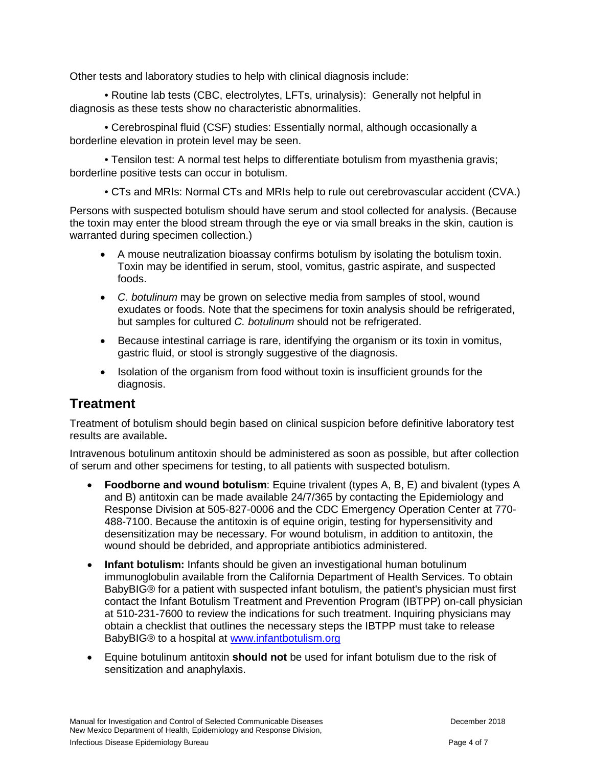Other tests and laboratory studies to help with clinical diagnosis include:

• Routine lab tests (CBC, electrolytes, LFTs, urinalysis): Generally not helpful in diagnosis as these tests show no characteristic abnormalities.

• Cerebrospinal fluid (CSF) studies: Essentially normal, although occasionally a borderline elevation in protein level may be seen.

• Tensilon test: A normal test helps to differentiate botulism from myasthenia gravis; borderline positive tests can occur in botulism.

• CTs and MRIs: Normal CTs and MRIs help to rule out cerebrovascular accident (CVA.)

Persons with suspected botulism should have serum and stool collected for analysis. (Because the toxin may enter the blood stream through the eye or via small breaks in the skin, caution is warranted during specimen collection.)

- A mouse neutralization bioassay confirms botulism by isolating the botulism toxin. Toxin may be identified in serum, stool, vomitus, gastric aspirate, and suspected foods.
- *C. botulinum* may be grown on selective media from samples of stool, wound exudates or foods. Note that the specimens for toxin analysis should be refrigerated, but samples for cultured *C. botulinum* should not be refrigerated.
- Because intestinal carriage is rare, identifying the organism or its toxin in vomitus, gastric fluid, or stool is strongly suggestive of the diagnosis.
- Isolation of the organism from food without toxin is insufficient grounds for the diagnosis.

## Treatment

Treatment of botulism should begin based on clinical suspicion before definitive laboratory test results are available**.**

Intravenous botulinum antitoxin should be administered as soon as possible, but after collection of serum and other specimens for testing, to all patients with suspected botulism.

- **Foodborne and wound botulism**: Equine trivalent (types A, B, E) and bivalent (types A and B) antitoxin can be made available 24/7/365 by contacting the Epidemiology and Response Division at 505-827-0006 and the CDC Emergency Operation Center at 770-488-7100. Because the antitoxin is of equine origin, testing for hypersensitivity and desensitization may be necessary. For wound botulism, in addition to antitoxin, the wound should be debrided, and appropriate antibiotics administered.
- **Infant botulism:** Infants should be given an investigational human botulinum immunoglobulin available from the California Department of Health Services. To obtain BabyBIG® for a patient with suspected infant botulism, the patient's physician must first contact the Infant Botulism Treatment and Prevention Program (IBTPP) on-call physician at 510-231-7600 to review the indications for such treatment. Inquiring physicians may obtain a checklist that outlines the necessary steps the IBTPP must take to release BabyBIG® to a hospital at [www.infantbotulism.org](http://www.infantbotulism.org)
- Equine botulinum antitoxin **should not** be used for infant botulism due to the risk of sensitization and anaphylaxis.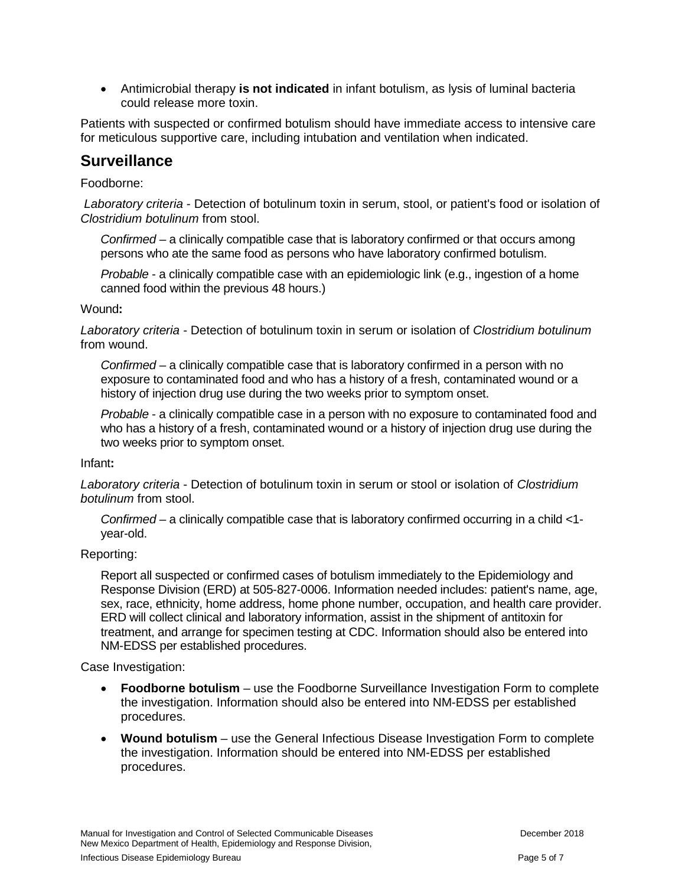- Antimicrobial therapy **is not indicated** in infant botulism, as lysis of luminal bacteria could release more toxin.

Patients with suspected or confirmed botulism should have immediate access to intensive care for meticulous supportive care, including intubation and ventilation when indicated.

## Surveillance

Foodborne:

*Laboratory criteria* - Detection of botulinum toxin in serum, stool, or patient's food or isolation of *Clostridium botulinum* from stool.

*Confirmed* – a clinically compatible case that is laboratory confirmed or that occurs among persons who ate the same food as persons who have laboratory confirmed botulism.

*Probable* - a clinically compatible case with an epidemiologic link (e.g., ingestion of a home canned food within the previous 48 hours.)

Wound**:**

*Laboratory criteria* - Detection of botulinum toxin in serum or isolation of *Clostridium botulinum* from wound.

*Confirmed* – a clinically compatible case that is laboratory confirmed in a person with no exposure to contaminated food and who has a history of a fresh, contaminated wound or a history of injection drug use during the two weeks prior to symptom onset.

*Probable* - a clinically compatible case in a person with no exposure to contaminated food and who has a history of a fresh, contaminated wound or a history of injection drug use during the two weeks prior to symptom onset.

Infant**:**

*Laboratory criteria* - Detection of botulinum toxin in serum or stool or isolation of *Clostridium botulinum* from stool.

*Confirmed* – a clinically compatible case that is laboratory confirmed occurring in a child <1-year-old.

Reporting:

Report all suspected or confirmed cases of botulism immediately to the Epidemiology and Response Division (ERD) at 505-827-0006. Information needed includes: patient's name, age, sex, race, ethnicity, home address, home phone number, occupation, and health care provider. ERD will collect clinical and laboratory information, assist in the shipment of antitoxin for treatment, and arrange for specimen testing at CDC. Information should also be entered into NM-EDSS per established procedures.

Case Investigation:

- **Foodborne botulism** – use the Foodborne Surveillance Investigation Form to complete the investigation. Information should also be entered into NM-EDSS per established procedures.
- **Wound botulism** – use the General Infectious Disease Investigation Form to complete the investigation. Information should be entered into NM-EDSS per established procedures.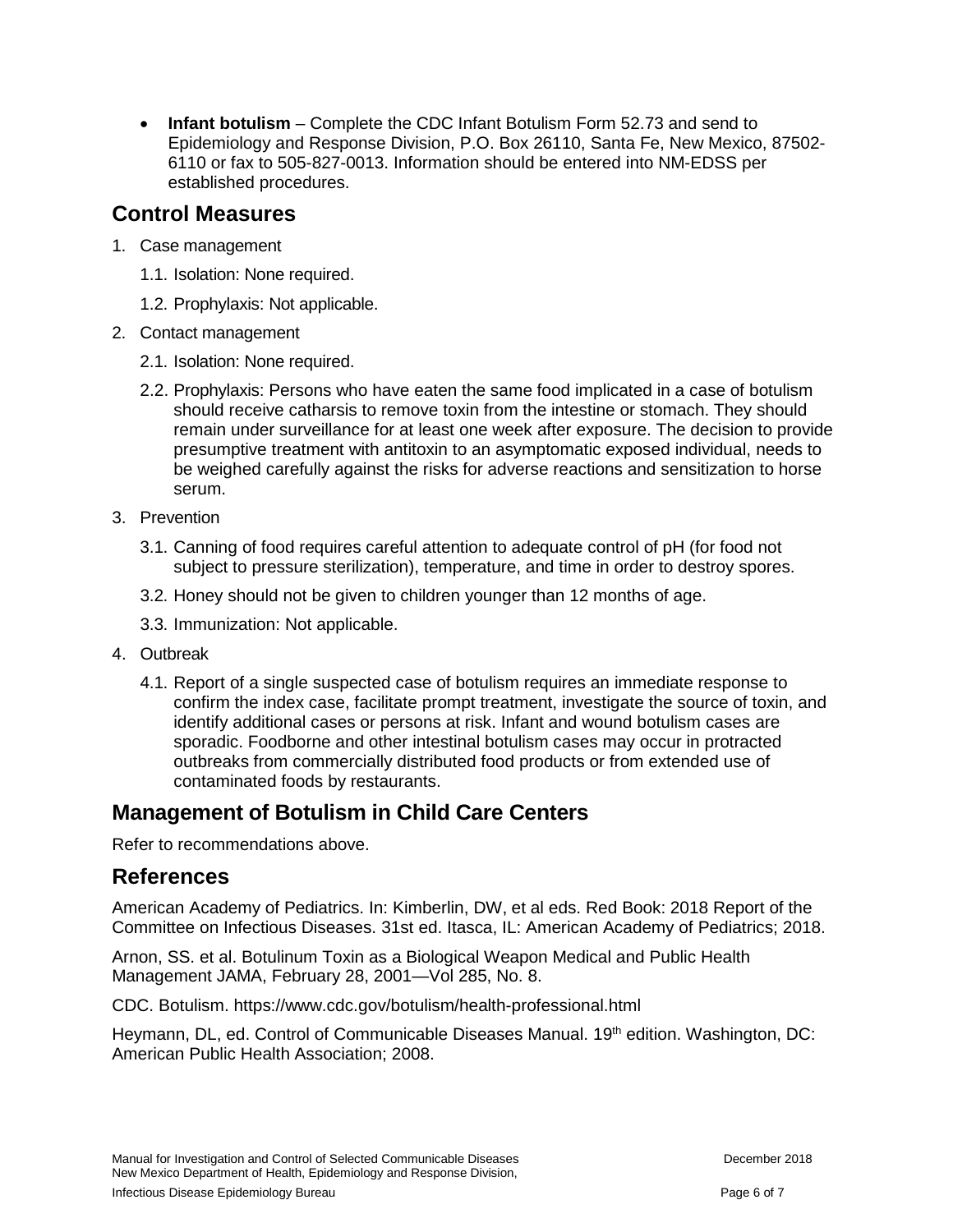- **Infant botulism** – Complete the CDC Infant Botulism Form 52.73 and send to Epidemiology and Response Division, P.O. Box 26110, Santa Fe, New Mexico, 87502-6110 or fax to 505-827-0013. Information should be entered into NM-EDSS per established procedures.

## Control Measures

1. Case management
   
   1.1. Isolation: None required.
   
   1.2. Prophylaxis: Not applicable.

2. Contact management
   
   2.1. Isolation: None required.
   
   2.2. Prophylaxis: Persons who have eaten the same food implicated in a case of botulism should receive catharsis to remove toxin from the intestine or stomach. They should remain under surveillance for at least one week after exposure. The decision to provide presumptive treatment with antitoxin to an asymptomatic exposed individual, needs to be weighed carefully against the risks for adverse reactions and sensitization to horse serum.

3. Prevention
   
   3.1. Canning of food requires careful attention to adequate control of pH (for food not subject to pressure sterilization), temperature, and time in order to destroy spores.
   
   3.2. Honey should not be given to children younger than 12 months of age.
   
   3.3. Immunization: Not applicable.

4. Outbreak
   
   4.1. Report of a single suspected case of botulism requires an immediate response to confirm the index case, facilitate prompt treatment, investigate the source of toxin, and identify additional cases or persons at risk. Infant and wound botulism cases are sporadic. Foodborne and other intestinal botulism cases may occur in protracted outbreaks from commercially distributed food products or from extended use of contaminated foods by restaurants.

## Management of Botulism in Child Care Centers

Refer to recommendations above.

## References

American Academy of Pediatrics. In: Kimberlin, DW, et al eds. Red Book: 2018 Report of the Committee on Infectious Diseases. 31st ed. Itasca, IL: American Academy of Pediatrics; 2018.

Arnon, SS. et al. Botulinum Toxin as a Biological Weapon Medical and Public Health Management JAMA, February 28, 2001—Vol 285, No. 8.

CDC. Botulism. https://www.cdc.gov/botulism/health-professional.html

Heymann, DL, ed. Control of Communicable Diseases Manual. 19th edition. Washington, DC: American Public Health Association; 2008.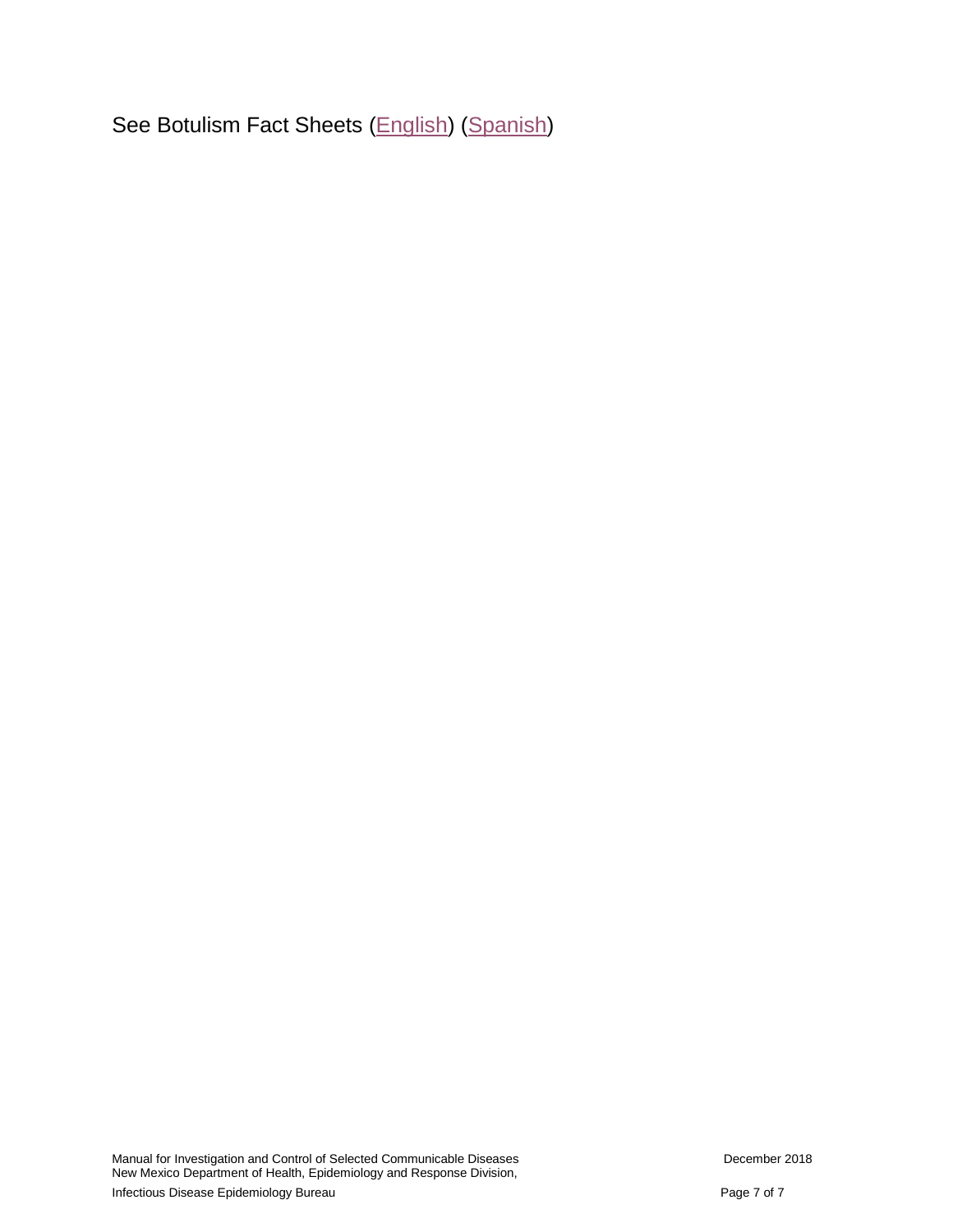See Botulism Fact Sheets (English) (Spanish)